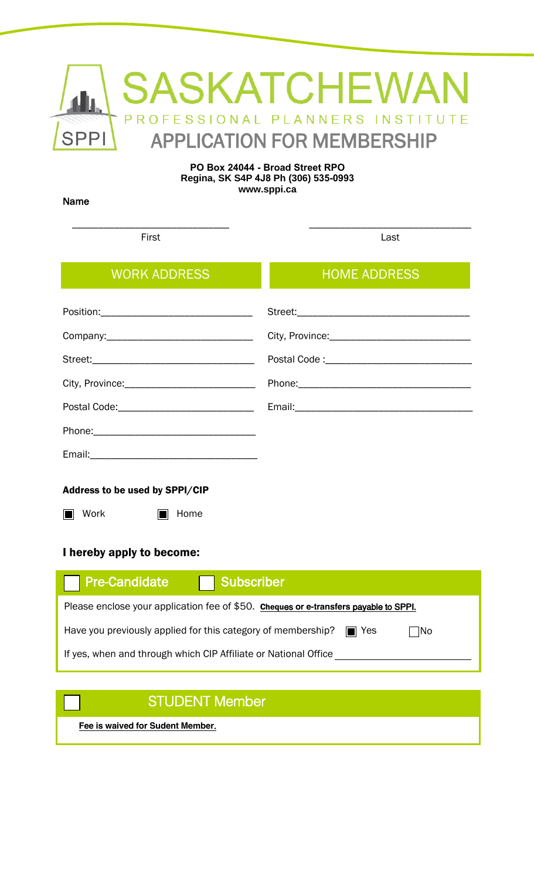# SASKATCHEWAN

PROFESSIONAL PLANNERS INSTITUTE

SPPI

## APPLICATION FOR MEMBERSHIP

**PO Box 24044 - Broad Street RPO**
**Regina, SK S4P 4J8 Ph (306) 535-0993**
**www.sppi.ca**

**Name**

______________________________ First

______________________________ Last

| WORK ADDRESS | HOME ADDRESS |
|---|---|
| Position:____________________________ | Street:________________________________ |
| Company:___________________________ | City, Province:_________________________ |
| Street:______________________________ | Postal Code :___________________________ |
| City, Province:_______________________ | Phone:________________________________ |
| Postal Code:_________________________ | Email:_________________________________ |
| Phone:______________________________ | |
| Email:_______________________________ | |

**Address to be used by SPPI/CIP**

■ Work ■ Home

### I hereby apply to become:

☐ **Pre-Candidate** ☐ **Subscriber**

Please enclose your application fee of $50. **Cheques or e-transfers payable to SPPI.**

Have you previously applied for this category of membership? ■ Yes ☐ No

If yes, when and through which CIP Affiliate or National Office ______________________

☐ **STUDENT Member**

**Fee is waived for Sudent Member.**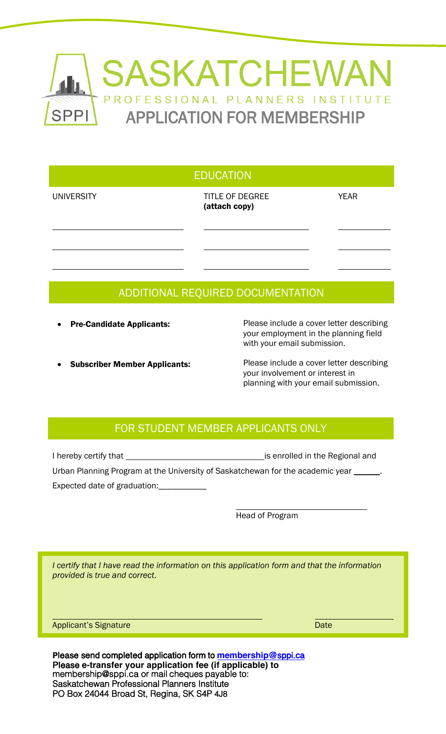# SASKATCHEWAN

PROFESSIONAL PLANNERS INSTITUTE

SPPI

## APPLICATION FOR MEMBERSHIP

## EDUCATION

| UNIVERSITY | TITLE OF DEGREE **(attach copy)** | YEAR |
|---|---|---|
| | | |
| | | |
| | | |

## ADDITIONAL REQUIRED DOCUMENTATION

- **Pre-Candidate Applicants:** Please include a cover letter describing your employment in the planning field with your email submission.
- **Subscriber Member Applicants:** Please include a cover letter describing your involvement or interest in planning with your email submission.

## FOR STUDENT MEMBER APPLICANTS ONLY

I hereby certify that ______________________________ is enrolled in the Regional and Urban Planning Program at the University of Saskatchewan for the academic year ______.

Expected date of graduation:___________

______________________________
Head of Program

*I certify that I have read the information on this application form and that the information provided is true and correct.*

______________________________ Applicant's Signature

______________ Date

**Please send completed application form to membership@sppi.ca**
**Please e-transfer your application fee (if applicable) to** membership@sppi.ca or mail cheques payable to:
Saskatchewan Professional Planners Institute
PO Box 24044 Broad St, Regina, SK S4P 4J8